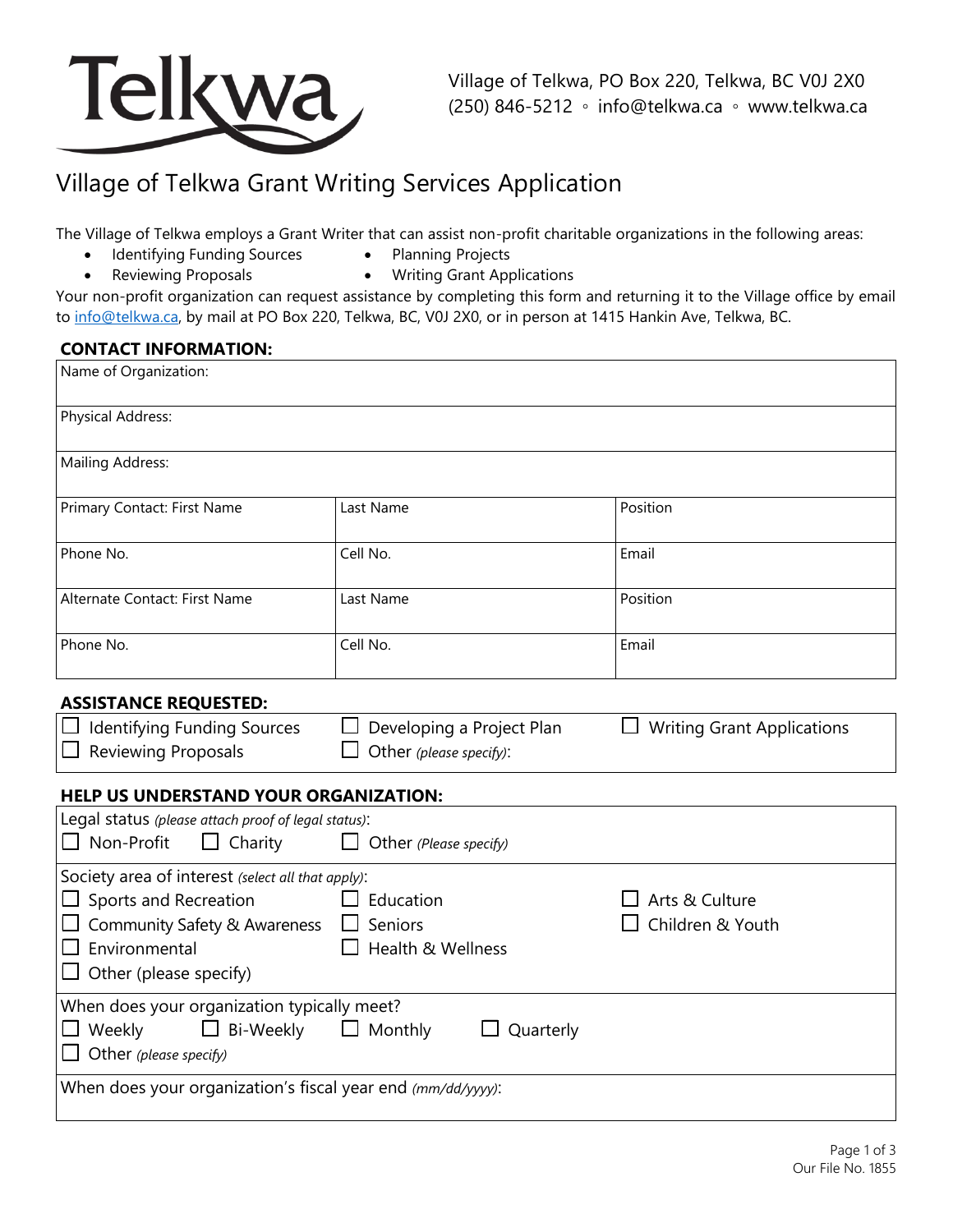Village of Telkwa, PO Box 220, Telkwa, BC V0J 2X0
(250) 846-5212 ◦ info@telkwa.ca ◦ www.telkwa.ca

# Village of Telkwa Grant Writing Services Application

The Village of Telkwa employs a Grant Writer that can assist non-profit charitable organizations in the following areas:

- Identifying Funding Sources
- Planning Projects
- Reviewing Proposals
- Writing Grant Applications

Your non-profit organization can request assistance by completing this form and returning it to the Village office by email to info@telkwa.ca, by mail at PO Box 220, Telkwa, BC, V0J 2X0, or in person at 1415 Hankin Ave, Telkwa, BC.

**CONTACT INFORMATION:**

| Name of Organization: | | |
|---|---|---|
| Physical Address: | | |
| Mailing Address: | | |
| Primary Contact: First Name | Last Name | Position |
| Phone No. | Cell No. | Email |
| Alternate Contact: First Name | Last Name | Position |
| Phone No. | Cell No. | Email |

**ASSISTANCE REQUESTED:**

- ☐ Identifying Funding Sources
- ☐ Developing a Project Plan
- ☐ Writing Grant Applications
- ☐ Reviewing Proposals
- ☐ Other *(please specify)*:

**HELP US UNDERSTAND YOUR ORGANIZATION:**

Legal status *(please attach proof of legal status)*:

- ☐ Non-Profit
- ☐ Charity
- ☐ Other *(Please specify)*

Society area of interest *(select all that apply)*:

- ☐ Sports and Recreation
- ☐ Education
- ☐ Arts & Culture
- ☐ Community Safety & Awareness
- ☐ Seniors
- ☐ Children & Youth
- ☐ Environmental
- ☐ Health & Wellness
- ☐ Other (please specify)

When does your organization typically meet?

- ☐ Weekly
- ☐ Bi-Weekly
- ☐ Monthly
- ☐ Quarterly
- ☐ Other *(please specify)*

When does your organization's fiscal year end *(mm/dd/yyyy)*:

Our File No. 1855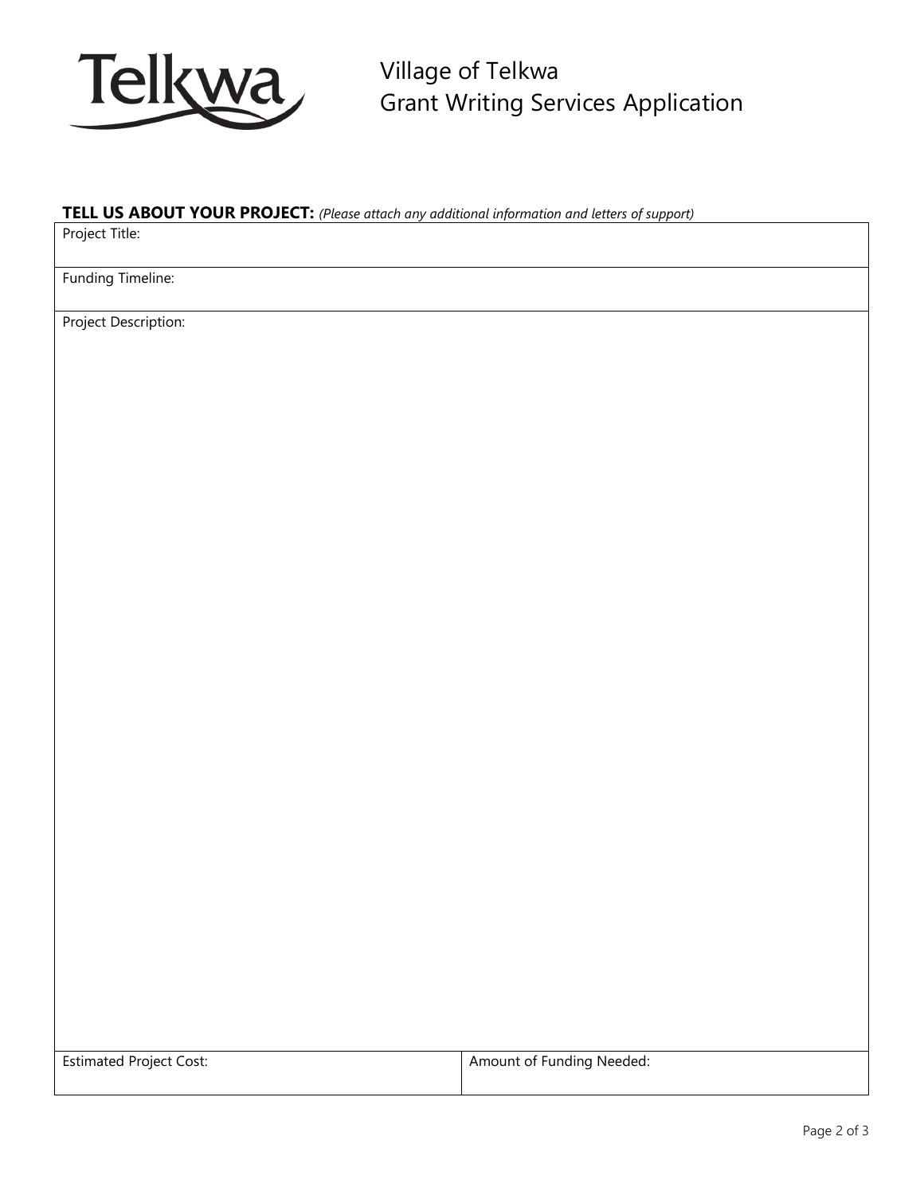Telkwa

# Village of Telkwa
# Grant Writing Services Application

**TELL US ABOUT YOUR PROJECT:** *(Please attach any additional information and letters of support)*

| Project Title: | |
|---|---|
| Funding Timeline: | |
| Project Description: | |
| Estimated Project Cost: | Amount of Funding Needed: |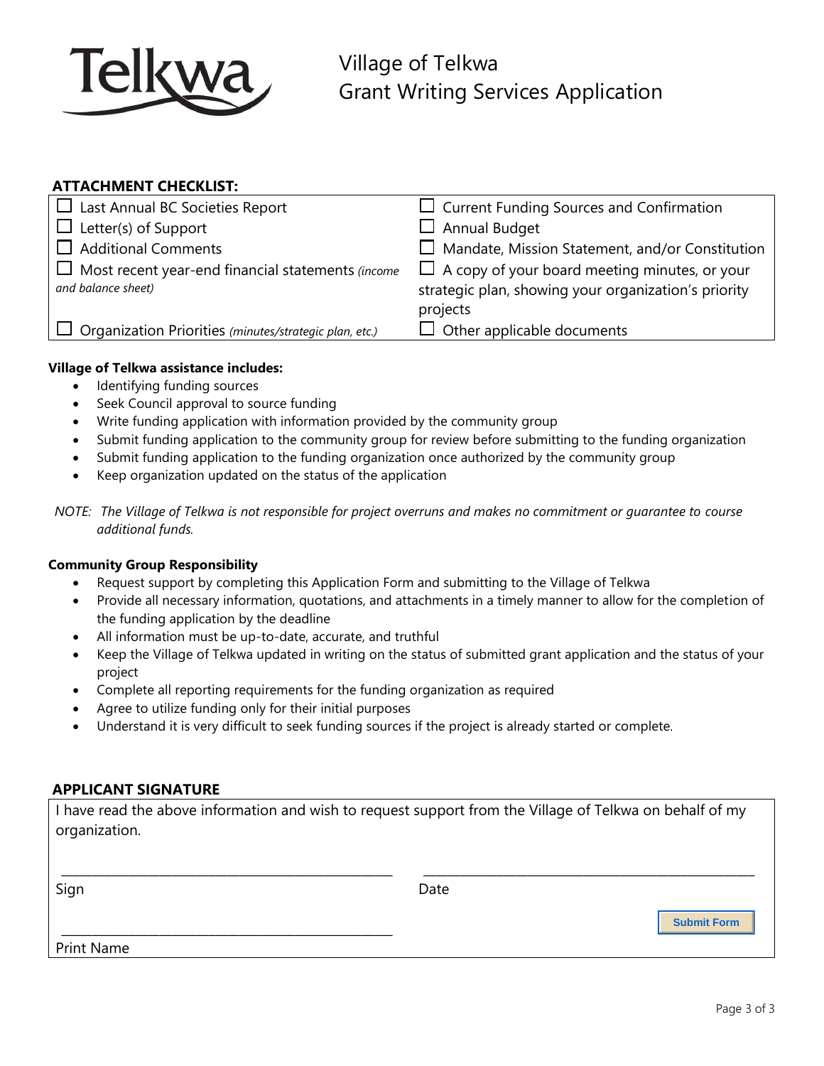Telkwa

# Village of Telkwa
# Grant Writing Services Application

**ATTACHMENT CHECKLIST:**

| | |
|---|---|
| ☐ Last Annual BC Societies Report | ☐ Current Funding Sources and Confirmation |
| ☐ Letter(s) of Support | ☐ Annual Budget |
| ☐ Additional Comments | ☐ Mandate, Mission Statement, and/or Constitution |
| ☐ Most recent year-end financial statements *(income and balance sheet)* | ☐ A copy of your board meeting minutes, or your strategic plan, showing your organization's priority projects |
| ☐ Organization Priorities *(minutes/strategic plan, etc.)* | ☐ Other applicable documents |

**Village of Telkwa assistance includes:**

- Identifying funding sources
- Seek Council approval to source funding
- Write funding application with information provided by the community group
- Submit funding application to the community group for review before submitting to the funding organization
- Submit funding application to the funding organization once authorized by the community group
- Keep organization updated on the status of the application

NOTE: *The Village of Telkwa is not responsible for project overruns and makes no commitment or guarantee to course additional funds.*

**Community Group Responsibility**

- Request support by completing this Application Form and submitting to the Village of Telkwa
- Provide all necessary information, quotations, and attachments in a timely manner to allow for the completion of the funding application by the deadline
- All information must be up-to-date, accurate, and truthful
- Keep the Village of Telkwa updated in writing on the status of submitted grant application and the status of your project
- Complete all reporting requirements for the funding organization as required
- Agree to utilize funding only for their initial purposes
- Understand it is very difficult to seek funding sources if the project is already started or complete.

**APPLICANT SIGNATURE**

I have read the above information and wish to request support from the Village of Telkwa on behalf of my organization.

\_\_\_\_\_\_\_\_\_\_\_\_\_\_\_\_\_\_\_\_\_\_\_\_\_\_\_\_\_\_\_\_ \_\_\_\_\_\_\_\_\_\_\_\_\_\_\_\_\_\_\_\_\_\_\_\_\_\_\_\_\_\_\_\_

Sign Date

\_\_\_\_\_\_\_\_\_\_\_\_\_\_\_\_\_\_\_\_\_\_\_\_\_\_\_\_\_\_\_\_

Print Name

Submit Form